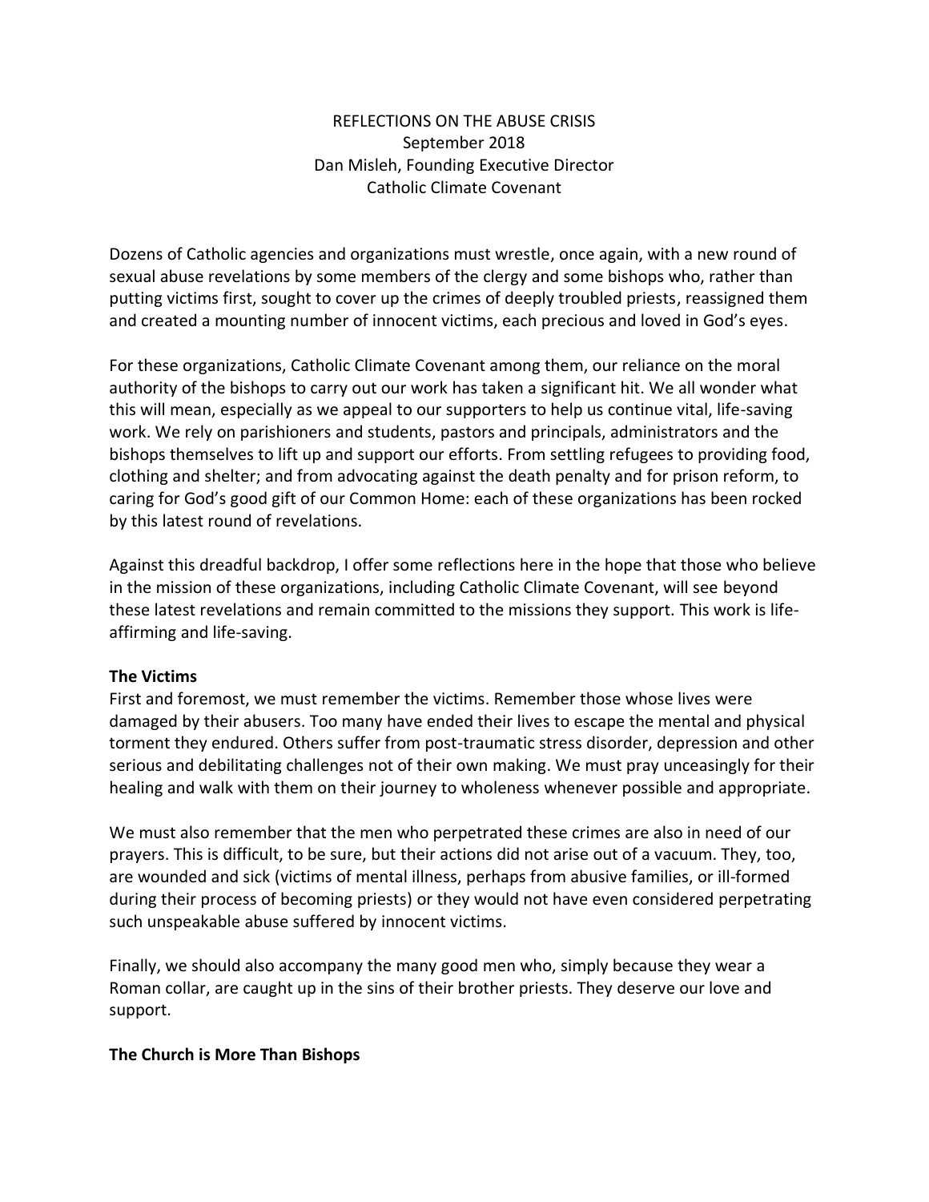REFLECTIONS ON THE ABUSE CRISIS
September 2018
Dan Misleh, Founding Executive Director
Catholic Climate Covenant

Dozens of Catholic agencies and organizations must wrestle, once again, with a new round of sexual abuse revelations by some members of the clergy and some bishops who, rather than putting victims first, sought to cover up the crimes of deeply troubled priests, reassigned them and created a mounting number of innocent victims, each precious and loved in God's eyes.

For these organizations, Catholic Climate Covenant among them, our reliance on the moral authority of the bishops to carry out our work has taken a significant hit. We all wonder what this will mean, especially as we appeal to our supporters to help us continue vital, life-saving work. We rely on parishioners and students, pastors and principals, administrators and the bishops themselves to lift up and support our efforts. From settling refugees to providing food, clothing and shelter; and from advocating against the death penalty and for prison reform, to caring for God's good gift of our Common Home: each of these organizations has been rocked by this latest round of revelations.

Against this dreadful backdrop, I offer some reflections here in the hope that those who believe in the mission of these organizations, including Catholic Climate Covenant, will see beyond these latest revelations and remain committed to the missions they support. This work is life-affirming and life-saving.

**The Victims**

First and foremost, we must remember the victims. Remember those whose lives were damaged by their abusers. Too many have ended their lives to escape the mental and physical torment they endured. Others suffer from post-traumatic stress disorder, depression and other serious and debilitating challenges not of their own making. We must pray unceasingly for their healing and walk with them on their journey to wholeness whenever possible and appropriate.

We must also remember that the men who perpetrated these crimes are also in need of our prayers. This is difficult, to be sure, but their actions did not arise out of a vacuum. They, too, are wounded and sick (victims of mental illness, perhaps from abusive families, or ill-formed during their process of becoming priests) or they would not have even considered perpetrating such unspeakable abuse suffered by innocent victims.

Finally, we should also accompany the many good men who, simply because they wear a Roman collar, are caught up in the sins of their brother priests. They deserve our love and support.

**The Church is More Than Bishops**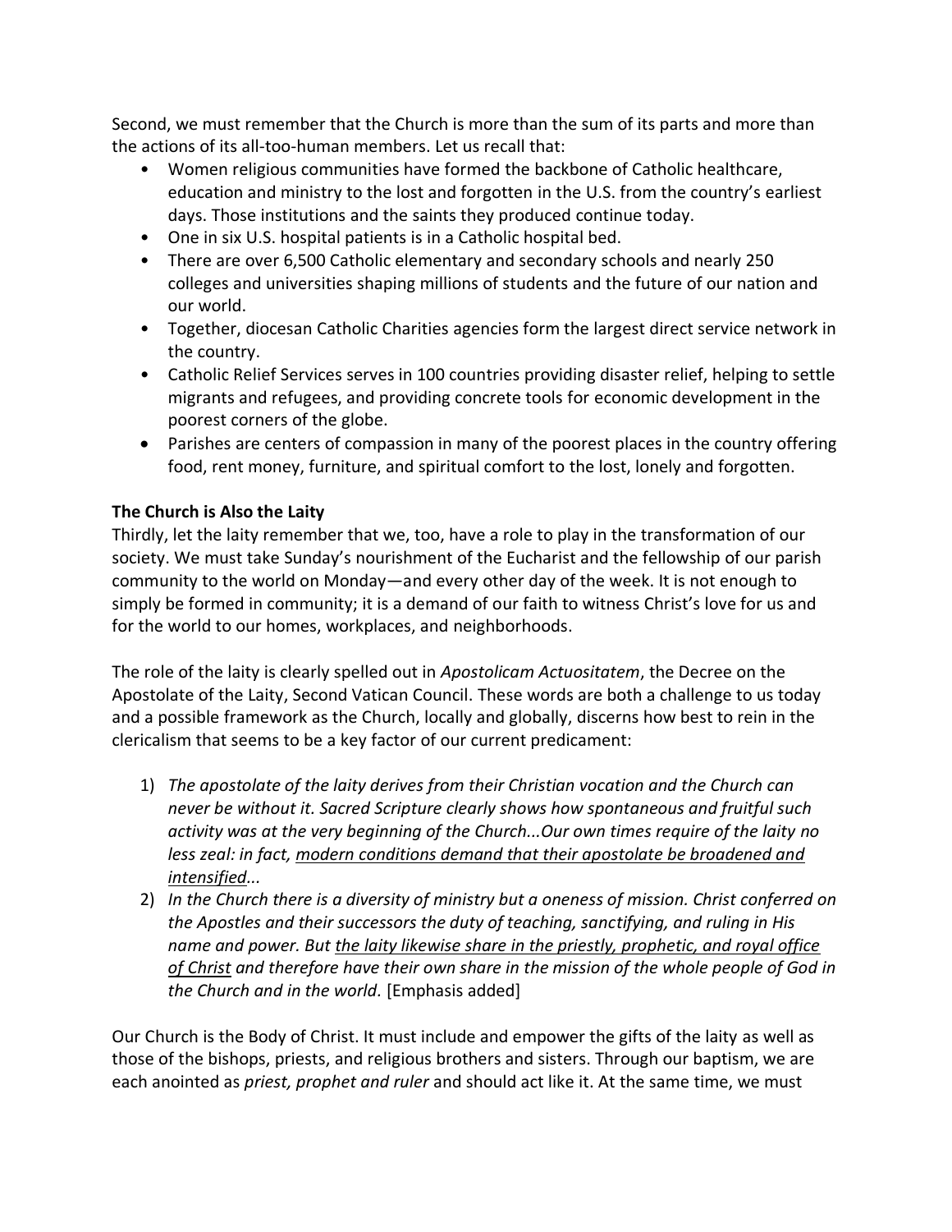Second, we must remember that the Church is more than the sum of its parts and more than the actions of its all-too-human members. Let us recall that:

- Women religious communities have formed the backbone of Catholic healthcare, education and ministry to the lost and forgotten in the U.S. from the country's earliest days. Those institutions and the saints they produced continue today.
- One in six U.S. hospital patients is in a Catholic hospital bed.
- There are over 6,500 Catholic elementary and secondary schools and nearly 250 colleges and universities shaping millions of students and the future of our nation and our world.
- Together, diocesan Catholic Charities agencies form the largest direct service network in the country.
- Catholic Relief Services serves in 100 countries providing disaster relief, helping to settle migrants and refugees, and providing concrete tools for economic development in the poorest corners of the globe.
- Parishes are centers of compassion in many of the poorest places in the country offering food, rent money, furniture, and spiritual comfort to the lost, lonely and forgotten.

**The Church is Also the Laity**

Thirdly, let the laity remember that we, too, have a role to play in the transformation of our society. We must take Sunday's nourishment of the Eucharist and the fellowship of our parish community to the world on Monday—and every other day of the week. It is not enough to simply be formed in community; it is a demand of our faith to witness Christ's love for us and for the world to our homes, workplaces, and neighborhoods.

The role of the laity is clearly spelled out in *Apostolicam Actuositatem*, the Decree on the Apostolate of the Laity, Second Vatican Council. These words are both a challenge to us today and a possible framework as the Church, locally and globally, discerns how best to rein in the clericalism that seems to be a key factor of our current predicament:

1) *The apostolate of the laity derives from their Christian vocation and the Church can never be without it. Sacred Scripture clearly shows how spontaneous and fruitful such activity was at the very beginning of the Church...Our own times require of the laity no less zeal: in fact, <u>modern conditions demand that their apostolate be broadened and intensified</u>...*
2) *In the Church there is a diversity of ministry but a oneness of mission. Christ conferred on the Apostles and their successors the duty of teaching, sanctifying, and ruling in His name and power. But <u>the laity likewise share in the priestly, prophetic, and royal office of Christ</u> and therefore have their own share in the mission of the whole people of God in the Church and in the world.* [Emphasis added]

Our Church is the Body of Christ. It must include and empower the gifts of the laity as well as those of the bishops, priests, and religious brothers and sisters. Through our baptism, we are each anointed as *priest, prophet and ruler* and should act like it. At the same time, we must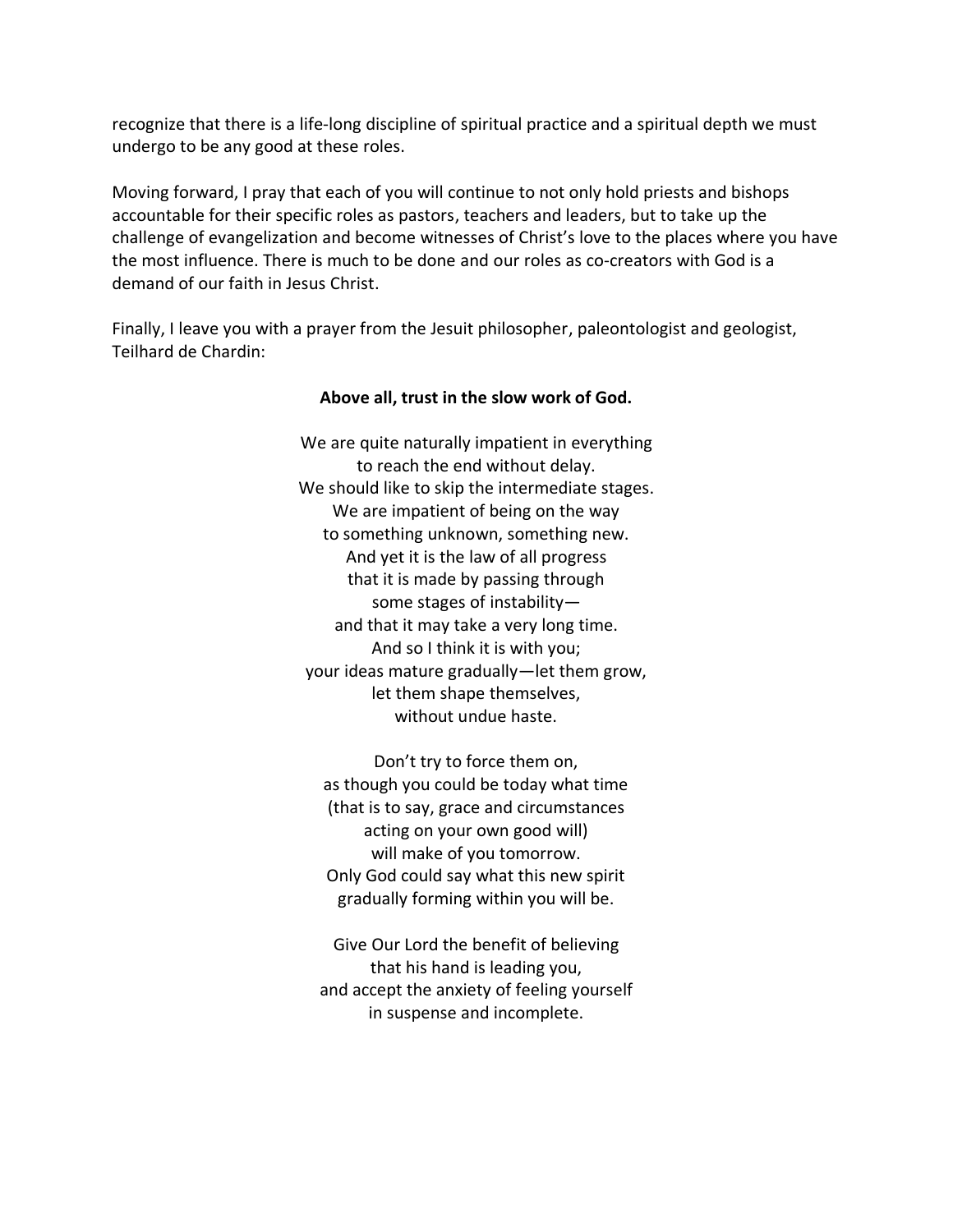recognize that there is a life-long discipline of spiritual practice and a spiritual depth we must undergo to be any good at these roles.

Moving forward, I pray that each of you will continue to not only hold priests and bishops accountable for their specific roles as pastors, teachers and leaders, but to take up the challenge of evangelization and become witnesses of Christ's love to the places where you have the most influence. There is much to be done and our roles as co-creators with God is a demand of our faith in Jesus Christ.

Finally, I leave you with a prayer from the Jesuit philosopher, paleontologist and geologist, Teilhard de Chardin:

**Above all, trust in the slow work of God.**

We are quite naturally impatient in everything  
to reach the end without delay.  
We should like to skip the intermediate stages.  
We are impatient of being on the way  
to something unknown, something new.  
And yet it is the law of all progress  
that it is made by passing through  
some stages of instability—  
and that it may take a very long time.  
And so I think it is with you;  
your ideas mature gradually—let them grow,  
let them shape themselves,  
without undue haste.

Don't try to force them on,  
as though you could be today what time  
(that is to say, grace and circumstances  
acting on your own good will)  
will make of you tomorrow.  
Only God could say what this new spirit  
gradually forming within you will be.

Give Our Lord the benefit of believing  
that his hand is leading you,  
and accept the anxiety of feeling yourself  
in suspense and incomplete.